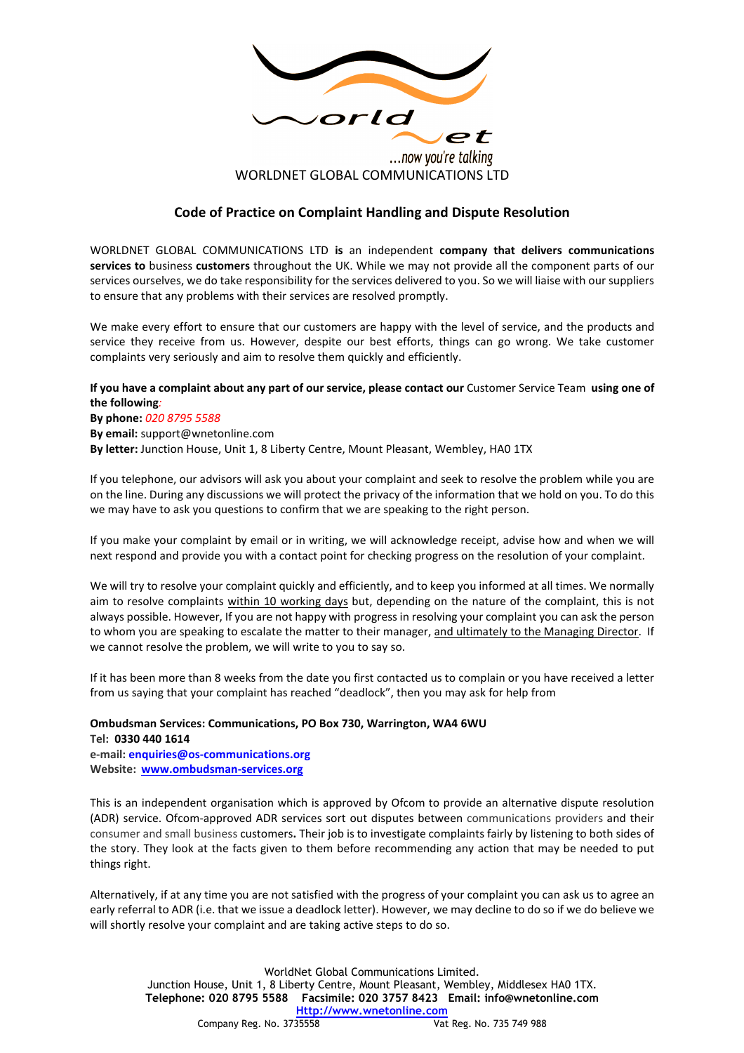...now you're talking

WORLDNET GLOBAL COMMUNICATIONS LTD

## Code of Practice on Complaint Handling and Dispute Resolution

WORLDNET GLOBAL COMMUNICATIONS LTD **is** an independent **company that delivers communications services to** business **customers** throughout the UK. While we may not provide all the component parts of our services ourselves, we do take responsibility for the services delivered to you. So we will liaise with our suppliers to ensure that any problems with their services are resolved promptly.

We make every effort to ensure that our customers are happy with the level of service, and the products and service they receive from us. However, despite our best efforts, things can go wrong. We take customer complaints very seriously and aim to resolve them quickly and efficiently.

**If you have a complaint about any part of our service, please contact our** Customer Service Team **using one of the following***:*

**By phone:** *020 8795 5588*
**By email:** support@wnetonline.com
**By letter:** Junction House, Unit 1, 8 Liberty Centre, Mount Pleasant, Wembley, HA0 1TX

If you telephone, our advisors will ask you about your complaint and seek to resolve the problem while you are on the line. During any discussions we will protect the privacy of the information that we hold on you. To do this we may have to ask you questions to confirm that we are speaking to the right person.

If you make your complaint by email or in writing, we will acknowledge receipt, advise how and when we will next respond and provide you with a contact point for checking progress on the resolution of your complaint.

We will try to resolve your complaint quickly and efficiently, and to keep you informed at all times. We normally aim to resolve complaints within 10 working days but, depending on the nature of the complaint, this is not always possible. However, If you are not happy with progress in resolving your complaint you can ask the person to whom you are speaking to escalate the matter to their manager, and ultimately to the Managing Director. If we cannot resolve the problem, we will write to you to say so.

If it has been more than 8 weeks from the date you first contacted us to complain or you have received a letter from us saying that your complaint has reached "deadlock", then you may ask for help from

**Ombudsman Services: Communications, PO Box 730, Warrington, WA4 6WU**
**Tel: 0330 440 1614**
**e-mail: enquiries@os-communications.org**
**Website: www.ombudsman-services.org**

This is an independent organisation which is approved by Ofcom to provide an alternative dispute resolution (ADR) service. Ofcom-approved ADR services sort out disputes between communications providers and their consumer and small business customers**.** Their job is to investigate complaints fairly by listening to both sides of the story. They look at the facts given to them before recommending any action that may be needed to put things right.

Alternatively, if at any time you are not satisfied with the progress of your complaint you can ask us to agree an early referral to ADR (i.e. that we issue a deadlock letter). However, we may decline to do so if we do believe we will shortly resolve your complaint and are taking active steps to do so.

WorldNet Global Communications Limited.
Junction House, Unit 1, 8 Liberty Centre, Mount Pleasant, Wembley, Middlesex HA0 1TX.
**Telephone: 020 8795 5588 Facsimile: 020 3757 8423 Email: info@wnetonline.com**
**Http://www.wnetonline.com**
Company Reg. No. 3735558 Vat Reg. No. 735 749 988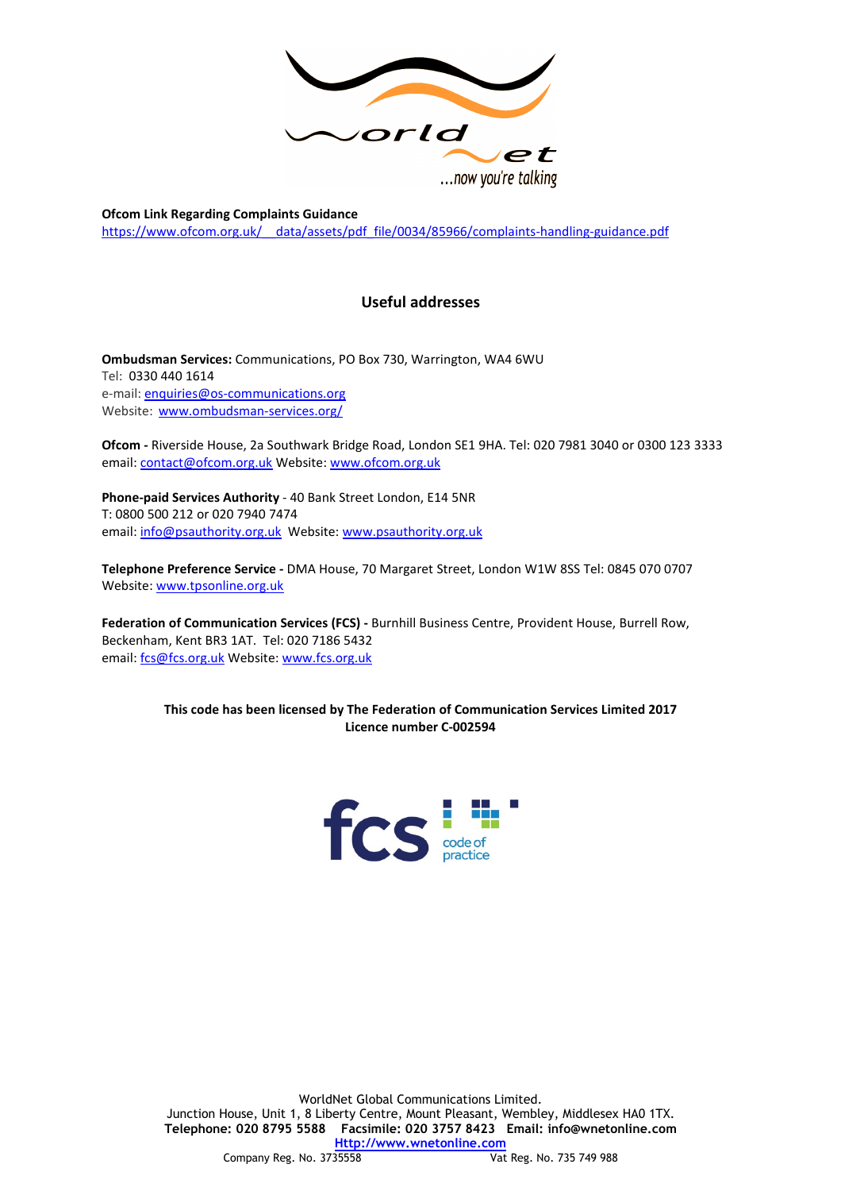**Ofcom Link Regarding Complaints Guidance**
https://www.ofcom.org.uk/__data/assets/pdf_file/0034/85966/complaints-handling-guidance.pdf

## Useful addresses

**Ombudsman Services:** Communications, PO Box 730, Warrington, WA4 6WU
Tel: 0330 440 1614
e-mail: enquiries@os-communications.org
Website: www.ombudsman-services.org/

**Ofcom -** Riverside House, 2a Southwark Bridge Road, London SE1 9HA. Tel: 020 7981 3040 or 0300 123 3333
email: contact@ofcom.org.uk Website: www.ofcom.org.uk

**Phone-paid Services Authority** - 40 Bank Street London, E14 5NR
T: 0800 500 212 or 020 7940 7474
email: info@psauthority.org.uk Website: www.psauthority.org.uk

**Telephone Preference Service -** DMA House, 70 Margaret Street, London W1W 8SS Tel: 0845 070 0707
Website: www.tpsonline.org.uk

**Federation of Communication Services (FCS) -** Burnhill Business Centre, Provident House, Burrell Row, Beckenham, Kent BR3 1AT. Tel: 020 7186 5432
email: fcs@fcs.org.uk Website: www.fcs.org.uk

**This code has been licensed by The Federation of Communication Services Limited 2017**
**Licence number C-002594**

fcs code of practice

WorldNet Global Communications Limited.
Junction House, Unit 1, 8 Liberty Centre, Mount Pleasant, Wembley, Middlesex HA0 1TX.
**Telephone: 020 8795 5588 Facsimile: 020 3757 8423 Email: info@wnetonline.com**
**Http://www.wnetonline.com**
Company Reg. No. 3735558 Vat Reg. No. 735 749 988